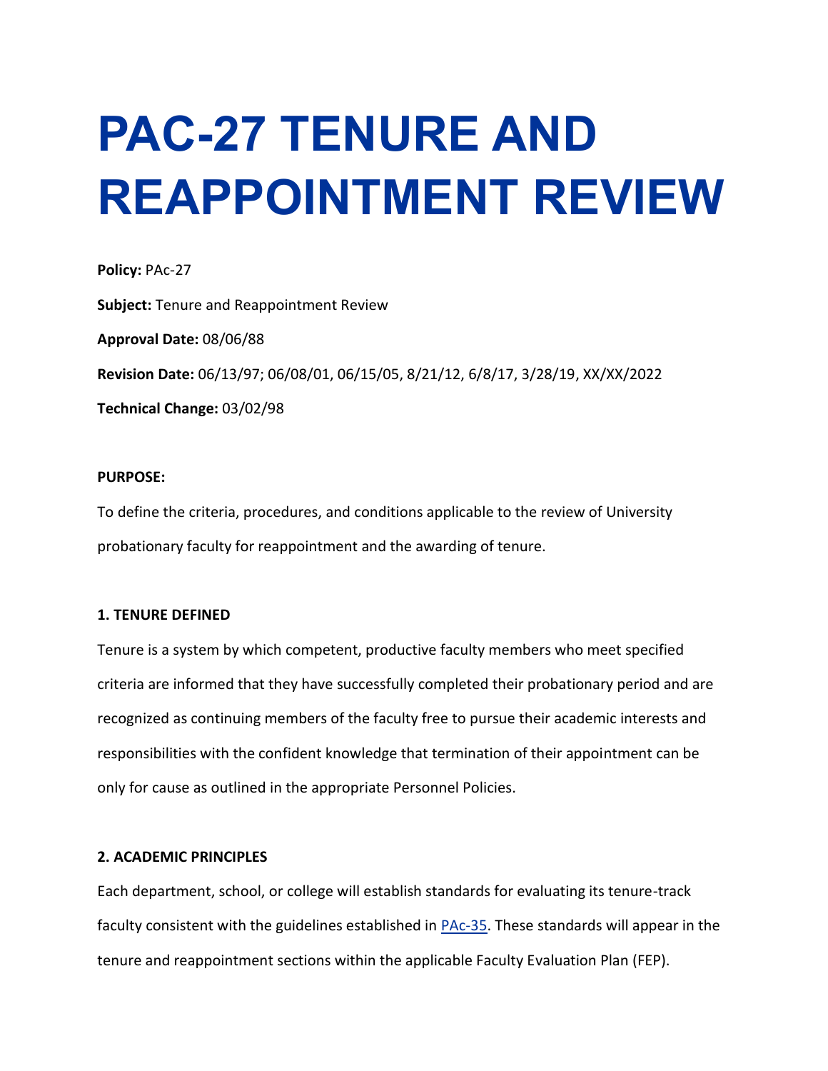# PAC-27 TENURE AND REAPPOINTMENT REVIEW

**Policy:** PAc-27

**Subject:** Tenure and Reappointment Review

**Approval Date:** 08/06/88

**Revision Date:** 06/13/97; 06/08/01, 06/15/05, 8/21/12, 6/8/17, 3/28/19, XX/XX/2022

**Technical Change:** 03/02/98

**PURPOSE:**

To define the criteria, procedures, and conditions applicable to the review of University probationary faculty for reappointment and the awarding of tenure.

**1. TENURE DEFINED**

Tenure is a system by which competent, productive faculty members who meet specified criteria are informed that they have successfully completed their probationary period and are recognized as continuing members of the faculty free to pursue their academic interests and responsibilities with the confident knowledge that termination of their appointment can be only for cause as outlined in the appropriate Personnel Policies.

**2. ACADEMIC PRINCIPLES**

Each department, school, or college will establish standards for evaluating its tenure-track faculty consistent with the guidelines established in PAc-35. These standards will appear in the tenure and reappointment sections within the applicable Faculty Evaluation Plan (FEP).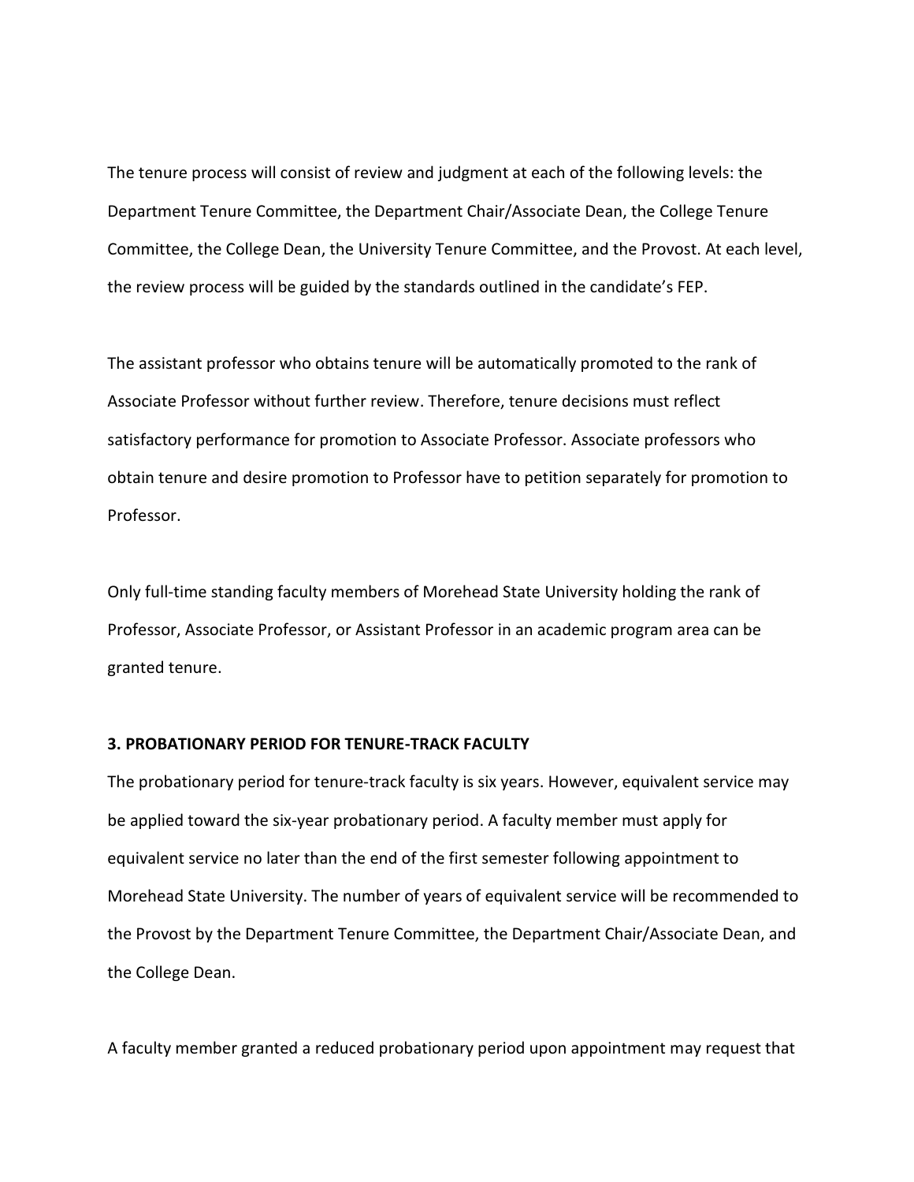The tenure process will consist of review and judgment at each of the following levels: the Department Tenure Committee, the Department Chair/Associate Dean, the College Tenure Committee, the College Dean, the University Tenure Committee, and the Provost. At each level, the review process will be guided by the standards outlined in the candidate's FEP.

The assistant professor who obtains tenure will be automatically promoted to the rank of Associate Professor without further review. Therefore, tenure decisions must reflect satisfactory performance for promotion to Associate Professor. Associate professors who obtain tenure and desire promotion to Professor have to petition separately for promotion to Professor.

Only full-time standing faculty members of Morehead State University holding the rank of Professor, Associate Professor, or Assistant Professor in an academic program area can be granted tenure.

### 3. PROBATIONARY PERIOD FOR TENURE-TRACK FACULTY

The probationary period for tenure-track faculty is six years. However, equivalent service may be applied toward the six-year probationary period. A faculty member must apply for equivalent service no later than the end of the first semester following appointment to Morehead State University. The number of years of equivalent service will be recommended to the Provost by the Department Tenure Committee, the Department Chair/Associate Dean, and the College Dean.

A faculty member granted a reduced probationary period upon appointment may request that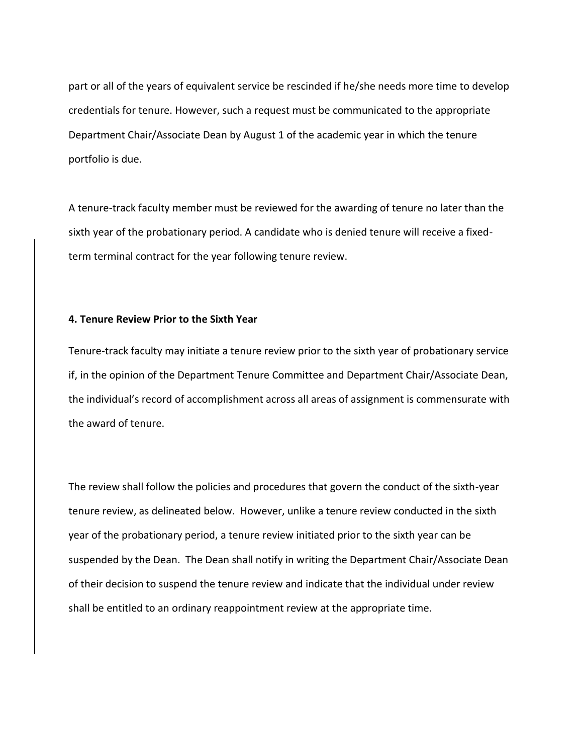part or all of the years of equivalent service be rescinded if he/she needs more time to develop credentials for tenure. However, such a request must be communicated to the appropriate Department Chair/Associate Dean by August 1 of the academic year in which the tenure portfolio is due.

A tenure-track faculty member must be reviewed for the awarding of tenure no later than the sixth year of the probationary period. A candidate who is denied tenure will receive a fixed-term terminal contract for the year following tenure review.

**4. Tenure Review Prior to the Sixth Year**

Tenure-track faculty may initiate a tenure review prior to the sixth year of probationary service if, in the opinion of the Department Tenure Committee and Department Chair/Associate Dean, the individual's record of accomplishment across all areas of assignment is commensurate with the award of tenure.

The review shall follow the policies and procedures that govern the conduct of the sixth-year tenure review, as delineated below. However, unlike a tenure review conducted in the sixth year of the probationary period, a tenure review initiated prior to the sixth year can be suspended by the Dean. The Dean shall notify in writing the Department Chair/Associate Dean of their decision to suspend the tenure review and indicate that the individual under review shall be entitled to an ordinary reappointment review at the appropriate time.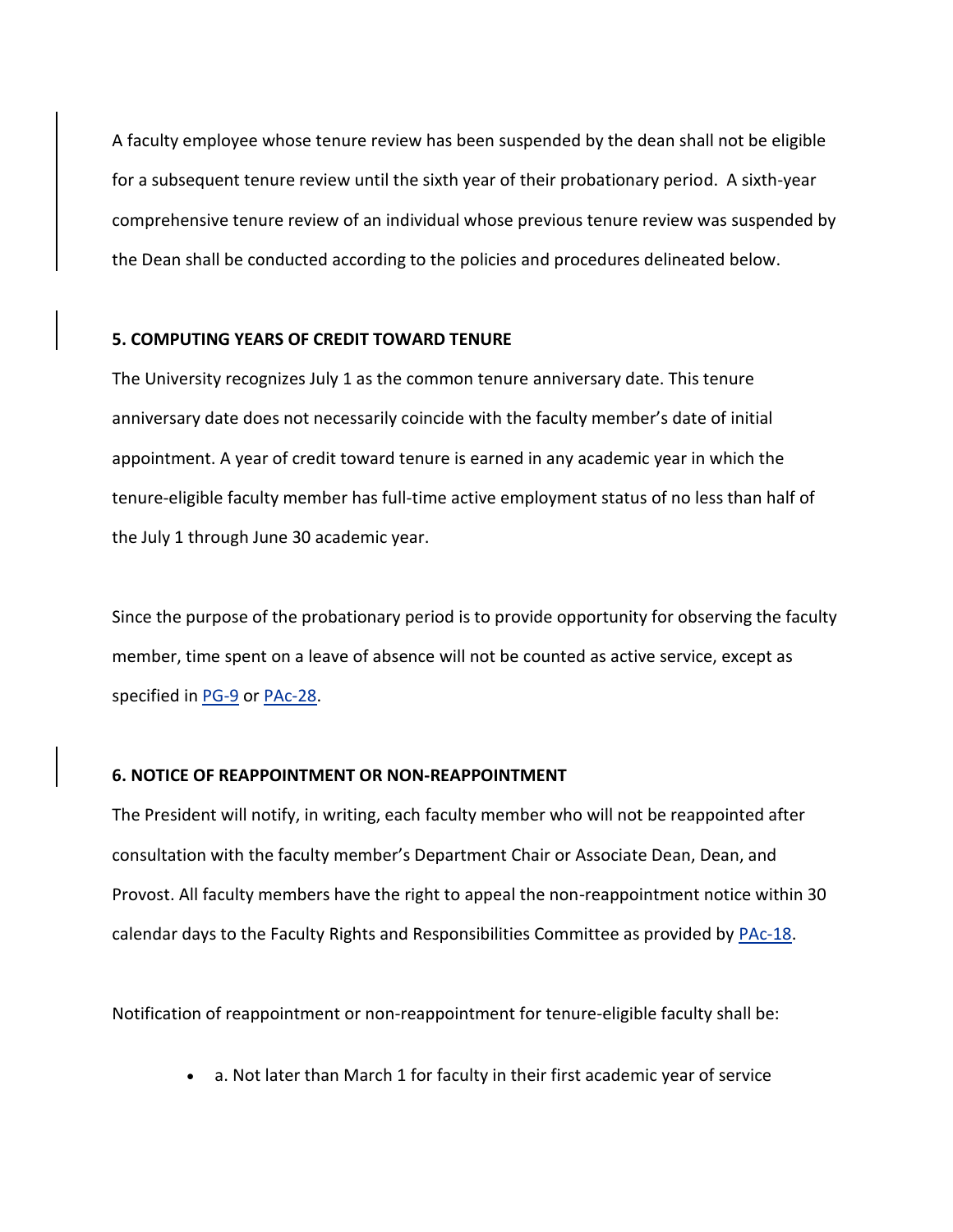A faculty employee whose tenure review has been suspended by the dean shall not be eligible for a subsequent tenure review until the sixth year of their probationary period. A sixth-year comprehensive tenure review of an individual whose previous tenure review was suspended by the Dean shall be conducted according to the policies and procedures delineated below.

**5. COMPUTING YEARS OF CREDIT TOWARD TENURE**

The University recognizes July 1 as the common tenure anniversary date. This tenure anniversary date does not necessarily coincide with the faculty member's date of initial appointment. A year of credit toward tenure is earned in any academic year in which the tenure-eligible faculty member has full-time active employment status of no less than half of the July 1 through June 30 academic year.

Since the purpose of the probationary period is to provide opportunity for observing the faculty member, time spent on a leave of absence will not be counted as active service, except as specified in PG-9 or PAc-28.

**6. NOTICE OF REAPPOINTMENT OR NON-REAPPOINTMENT**

The President will notify, in writing, each faculty member who will not be reappointed after consultation with the faculty member's Department Chair or Associate Dean, Dean, and Provost. All faculty members have the right to appeal the non-reappointment notice within 30 calendar days to the Faculty Rights and Responsibilities Committee as provided by PAc-18.

Notification of reappointment or non-reappointment for tenure-eligible faculty shall be:

- a. Not later than March 1 for faculty in their first academic year of service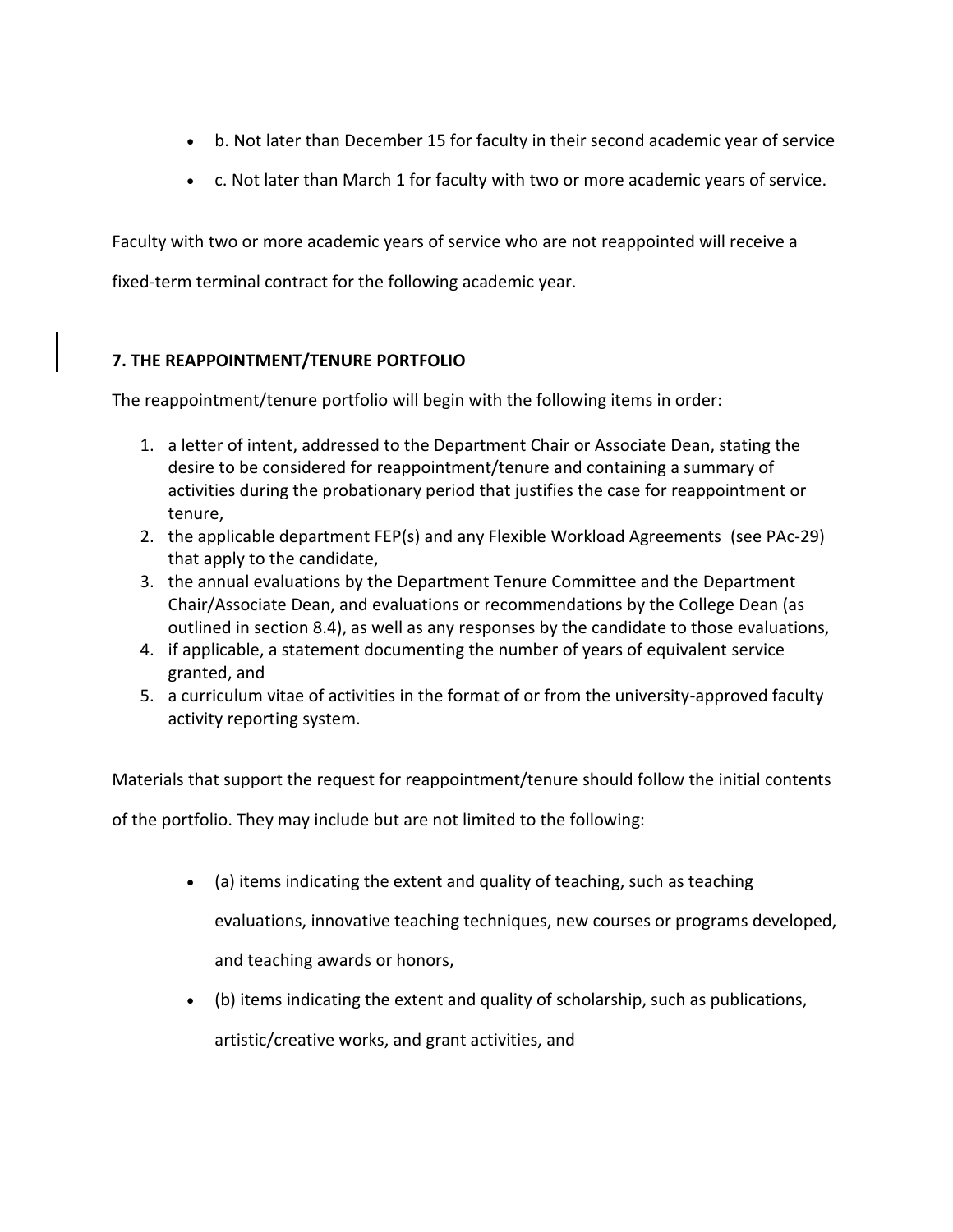- b. Not later than December 15 for faculty in their second academic year of service
- c. Not later than March 1 for faculty with two or more academic years of service.

Faculty with two or more academic years of service who are not reappointed will receive a fixed-term terminal contract for the following academic year.

## 7. THE REAPPOINTMENT/TENURE PORTFOLIO

The reappointment/tenure portfolio will begin with the following items in order:

1. a letter of intent, addressed to the Department Chair or Associate Dean, stating the desire to be considered for reappointment/tenure and containing a summary of activities during the probationary period that justifies the case for reappointment or tenure,
2. the applicable department FEP(s) and any Flexible Workload Agreements (see PAc-29) that apply to the candidate,
3. the annual evaluations by the Department Tenure Committee and the Department Chair/Associate Dean, and evaluations or recommendations by the College Dean (as outlined in section 8.4), as well as any responses by the candidate to those evaluations,
4. if applicable, a statement documenting the number of years of equivalent service granted, and
5. a curriculum vitae of activities in the format of or from the university-approved faculty activity reporting system.

Materials that support the request for reappointment/tenure should follow the initial contents of the portfolio. They may include but are not limited to the following:

- (a) items indicating the extent and quality of teaching, such as teaching evaluations, innovative teaching techniques, new courses or programs developed, and teaching awards or honors,
- (b) items indicating the extent and quality of scholarship, such as publications, artistic/creative works, and grant activities, and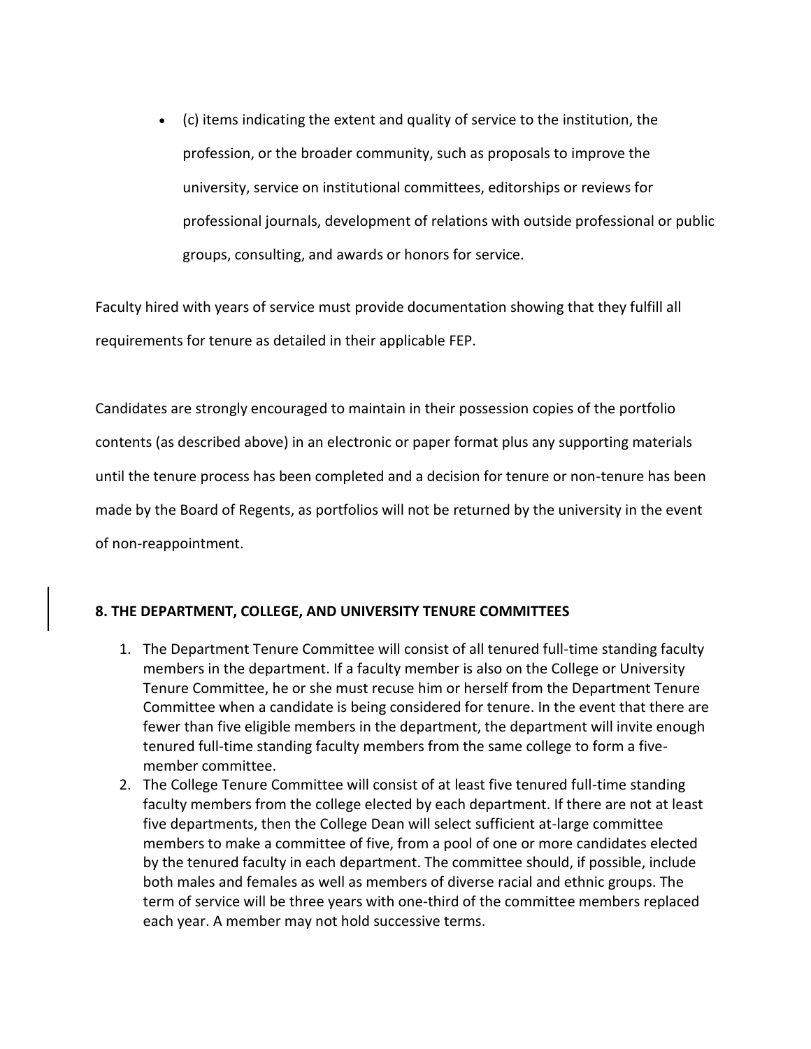- (c) items indicating the extent and quality of service to the institution, the profession, or the broader community, such as proposals to improve the university, service on institutional committees, editorships or reviews for professional journals, development of relations with outside professional or public groups, consulting, and awards or honors for service.

Faculty hired with years of service must provide documentation showing that they fulfill all requirements for tenure as detailed in their applicable FEP.

Candidates are strongly encouraged to maintain in their possession copies of the portfolio contents (as described above) in an electronic or paper format plus any supporting materials until the tenure process has been completed and a decision for tenure or non-tenure has been made by the Board of Regents, as portfolios will not be returned by the university in the event of non-reappointment.

## 8. THE DEPARTMENT, COLLEGE, AND UNIVERSITY TENURE COMMITTEES

1. The Department Tenure Committee will consist of all tenured full-time standing faculty members in the department. If a faculty member is also on the College or University Tenure Committee, he or she must recuse him or herself from the Department Tenure Committee when a candidate is being considered for tenure. In the event that there are fewer than five eligible members in the department, the department will invite enough tenured full-time standing faculty members from the same college to form a five-member committee.
2. The College Tenure Committee will consist of at least five tenured full-time standing faculty members from the college elected by each department. If there are not at least five departments, then the College Dean will select sufficient at-large committee members to make a committee of five, from a pool of one or more candidates elected by the tenured faculty in each department. The committee should, if possible, include both males and females as well as members of diverse racial and ethnic groups. The term of service will be three years with one-third of the committee members replaced each year. A member may not hold successive terms.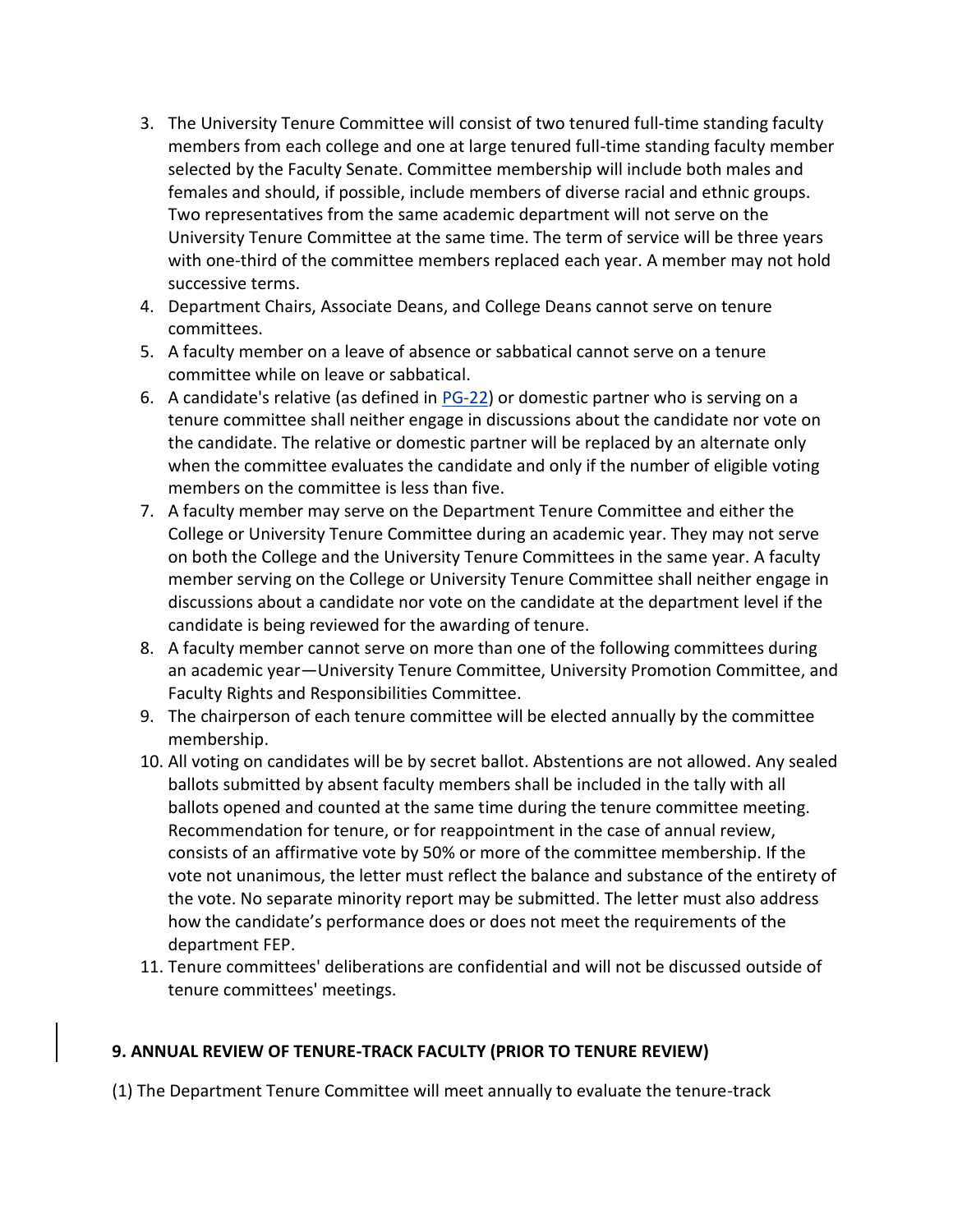3. The University Tenure Committee will consist of two tenured full-time standing faculty members from each college and one at large tenured full-time standing faculty member selected by the Faculty Senate. Committee membership will include both males and females and should, if possible, include members of diverse racial and ethnic groups. Two representatives from the same academic department will not serve on the University Tenure Committee at the same time. The term of service will be three years with one-third of the committee members replaced each year. A member may not hold successive terms.
4. Department Chairs, Associate Deans, and College Deans cannot serve on tenure committees.
5. A faculty member on a leave of absence or sabbatical cannot serve on a tenure committee while on leave or sabbatical.
6. A candidate's relative (as defined in PG-22) or domestic partner who is serving on a tenure committee shall neither engage in discussions about the candidate nor vote on the candidate. The relative or domestic partner will be replaced by an alternate only when the committee evaluates the candidate and only if the number of eligible voting members on the committee is less than five.
7. A faculty member may serve on the Department Tenure Committee and either the College or University Tenure Committee during an academic year. They may not serve on both the College and the University Tenure Committees in the same year. A faculty member serving on the College or University Tenure Committee shall neither engage in discussions about a candidate nor vote on the candidate at the department level if the candidate is being reviewed for the awarding of tenure.
8. A faculty member cannot serve on more than one of the following committees during an academic year—University Tenure Committee, University Promotion Committee, and Faculty Rights and Responsibilities Committee.
9. The chairperson of each tenure committee will be elected annually by the committee membership.
10. All voting on candidates will be by secret ballot. Abstentions are not allowed. Any sealed ballots submitted by absent faculty members shall be included in the tally with all ballots opened and counted at the same time during the tenure committee meeting. Recommendation for tenure, or for reappointment in the case of annual review, consists of an affirmative vote by 50% or more of the committee membership. If the vote not unanimous, the letter must reflect the balance and substance of the entirety of the vote. No separate minority report may be submitted. The letter must also address how the candidate's performance does or does not meet the requirements of the department FEP.
11. Tenure committees' deliberations are confidential and will not be discussed outside of tenure committees' meetings.

## 9. ANNUAL REVIEW OF TENURE-TRACK FACULTY (PRIOR TO TENURE REVIEW)

(1) The Department Tenure Committee will meet annually to evaluate the tenure-track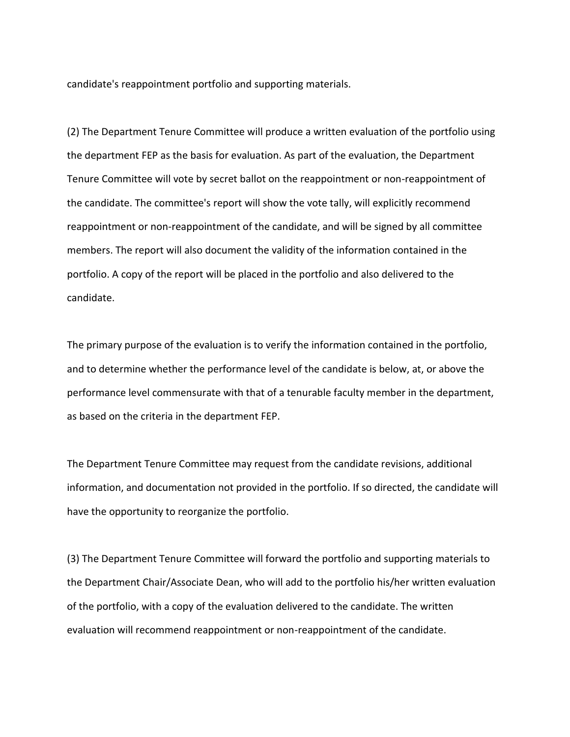candidate's reappointment portfolio and supporting materials.

(2) The Department Tenure Committee will produce a written evaluation of the portfolio using the department FEP as the basis for evaluation. As part of the evaluation, the Department Tenure Committee will vote by secret ballot on the reappointment or non-reappointment of the candidate. The committee's report will show the vote tally, will explicitly recommend reappointment or non-reappointment of the candidate, and will be signed by all committee members. The report will also document the validity of the information contained in the portfolio. A copy of the report will be placed in the portfolio and also delivered to the candidate.

The primary purpose of the evaluation is to verify the information contained in the portfolio, and to determine whether the performance level of the candidate is below, at, or above the performance level commensurate with that of a tenurable faculty member in the department, as based on the criteria in the department FEP.

The Department Tenure Committee may request from the candidate revisions, additional information, and documentation not provided in the portfolio. If so directed, the candidate will have the opportunity to reorganize the portfolio.

(3) The Department Tenure Committee will forward the portfolio and supporting materials to the Department Chair/Associate Dean, who will add to the portfolio his/her written evaluation of the portfolio, with a copy of the evaluation delivered to the candidate. The written evaluation will recommend reappointment or non-reappointment of the candidate.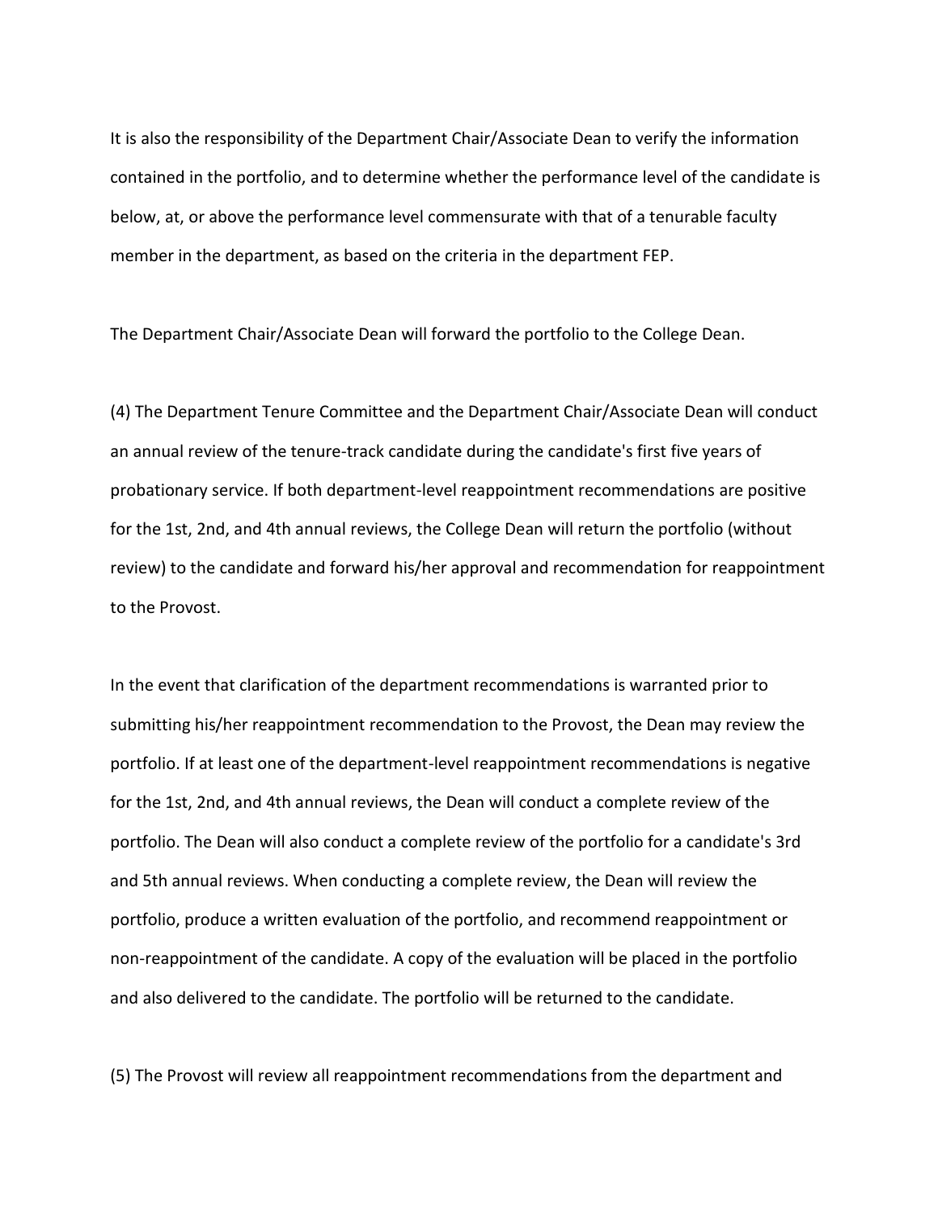It is also the responsibility of the Department Chair/Associate Dean to verify the information contained in the portfolio, and to determine whether the performance level of the candidate is below, at, or above the performance level commensurate with that of a tenurable faculty member in the department, as based on the criteria in the department FEP.

The Department Chair/Associate Dean will forward the portfolio to the College Dean.

(4) The Department Tenure Committee and the Department Chair/Associate Dean will conduct an annual review of the tenure-track candidate during the candidate's first five years of probationary service. If both department-level reappointment recommendations are positive for the 1st, 2nd, and 4th annual reviews, the College Dean will return the portfolio (without review) to the candidate and forward his/her approval and recommendation for reappointment to the Provost.

In the event that clarification of the department recommendations is warranted prior to submitting his/her reappointment recommendation to the Provost, the Dean may review the portfolio. If at least one of the department-level reappointment recommendations is negative for the 1st, 2nd, and 4th annual reviews, the Dean will conduct a complete review of the portfolio. The Dean will also conduct a complete review of the portfolio for a candidate's 3rd and 5th annual reviews. When conducting a complete review, the Dean will review the portfolio, produce a written evaluation of the portfolio, and recommend reappointment or non-reappointment of the candidate. A copy of the evaluation will be placed in the portfolio and also delivered to the candidate. The portfolio will be returned to the candidate.

(5) The Provost will review all reappointment recommendations from the department and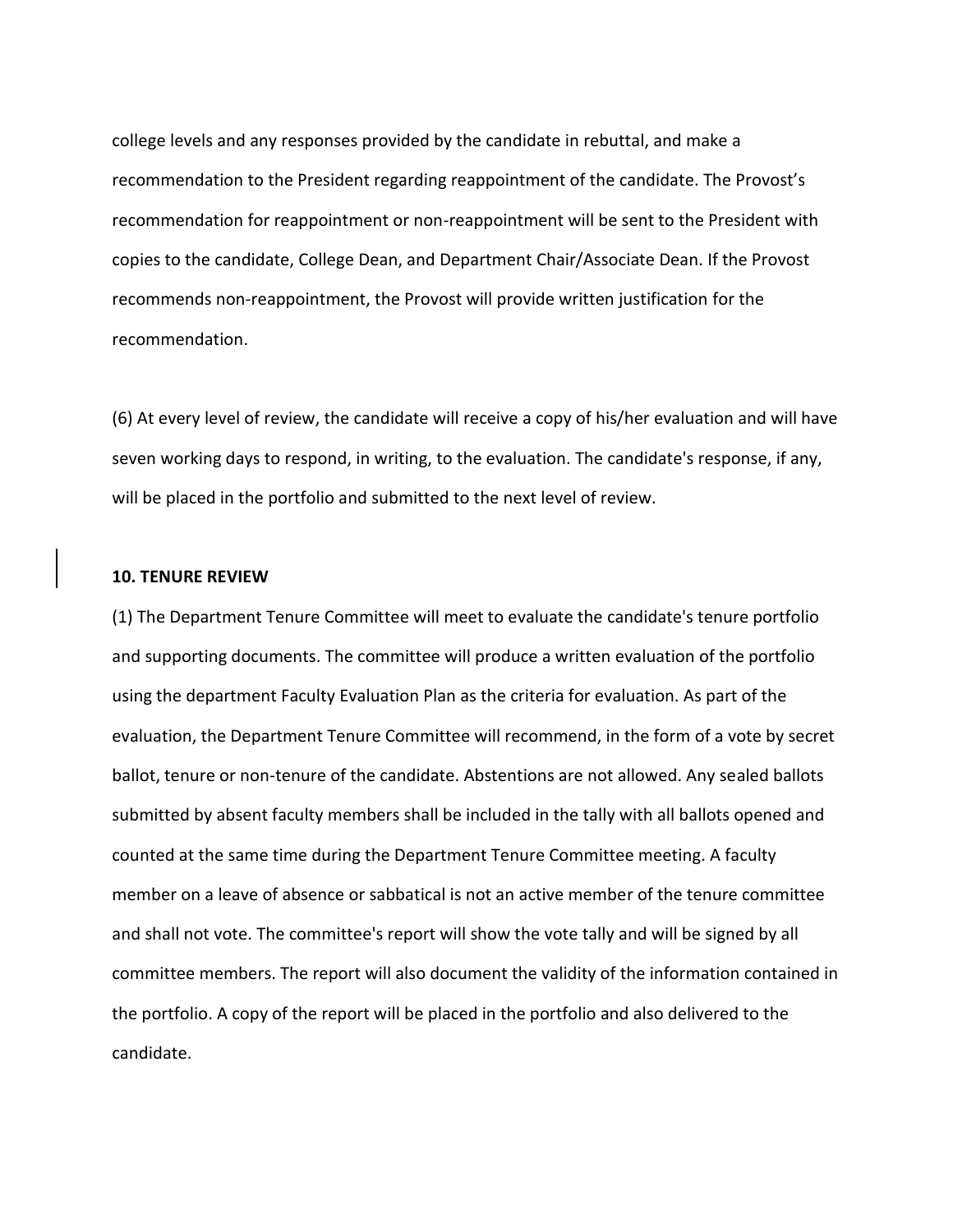college levels and any responses provided by the candidate in rebuttal, and make a recommendation to the President regarding reappointment of the candidate. The Provost's recommendation for reappointment or non-reappointment will be sent to the President with copies to the candidate, College Dean, and Department Chair/Associate Dean. If the Provost recommends non-reappointment, the Provost will provide written justification for the recommendation.

(6) At every level of review, the candidate will receive a copy of his/her evaluation and will have seven working days to respond, in writing, to the evaluation. The candidate's response, if any, will be placed in the portfolio and submitted to the next level of review.

**10. TENURE REVIEW**

(1) The Department Tenure Committee will meet to evaluate the candidate's tenure portfolio and supporting documents. The committee will produce a written evaluation of the portfolio using the department Faculty Evaluation Plan as the criteria for evaluation. As part of the evaluation, the Department Tenure Committee will recommend, in the form of a vote by secret ballot, tenure or non-tenure of the candidate. Abstentions are not allowed. Any sealed ballots submitted by absent faculty members shall be included in the tally with all ballots opened and counted at the same time during the Department Tenure Committee meeting. A faculty member on a leave of absence or sabbatical is not an active member of the tenure committee and shall not vote. The committee's report will show the vote tally and will be signed by all committee members. The report will also document the validity of the information contained in the portfolio. A copy of the report will be placed in the portfolio and also delivered to the candidate.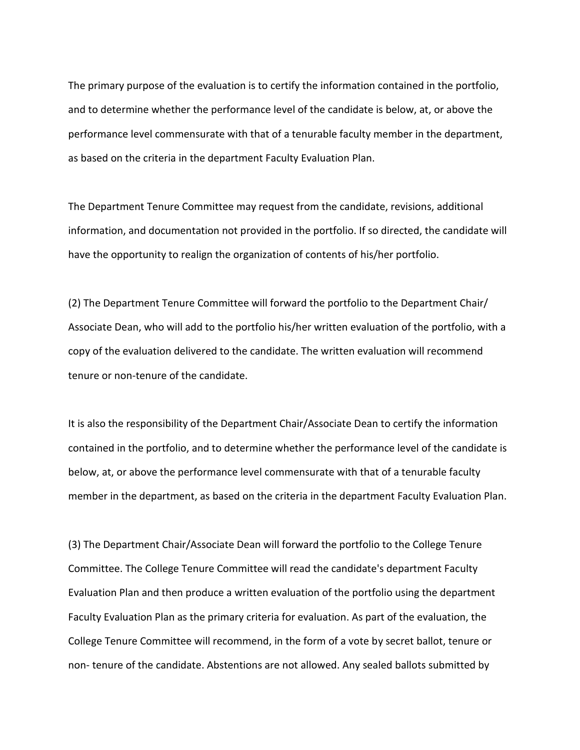The primary purpose of the evaluation is to certify the information contained in the portfolio, and to determine whether the performance level of the candidate is below, at, or above the performance level commensurate with that of a tenurable faculty member in the department, as based on the criteria in the department Faculty Evaluation Plan.

The Department Tenure Committee may request from the candidate, revisions, additional information, and documentation not provided in the portfolio. If so directed, the candidate will have the opportunity to realign the organization of contents of his/her portfolio.

(2) The Department Tenure Committee will forward the portfolio to the Department Chair/ Associate Dean, who will add to the portfolio his/her written evaluation of the portfolio, with a copy of the evaluation delivered to the candidate. The written evaluation will recommend tenure or non-tenure of the candidate.

It is also the responsibility of the Department Chair/Associate Dean to certify the information contained in the portfolio, and to determine whether the performance level of the candidate is below, at, or above the performance level commensurate with that of a tenurable faculty member in the department, as based on the criteria in the department Faculty Evaluation Plan.

(3) The Department Chair/Associate Dean will forward the portfolio to the College Tenure Committee. The College Tenure Committee will read the candidate's department Faculty Evaluation Plan and then produce a written evaluation of the portfolio using the department Faculty Evaluation Plan as the primary criteria for evaluation. As part of the evaluation, the College Tenure Committee will recommend, in the form of a vote by secret ballot, tenure or non- tenure of the candidate. Abstentions are not allowed. Any sealed ballots submitted by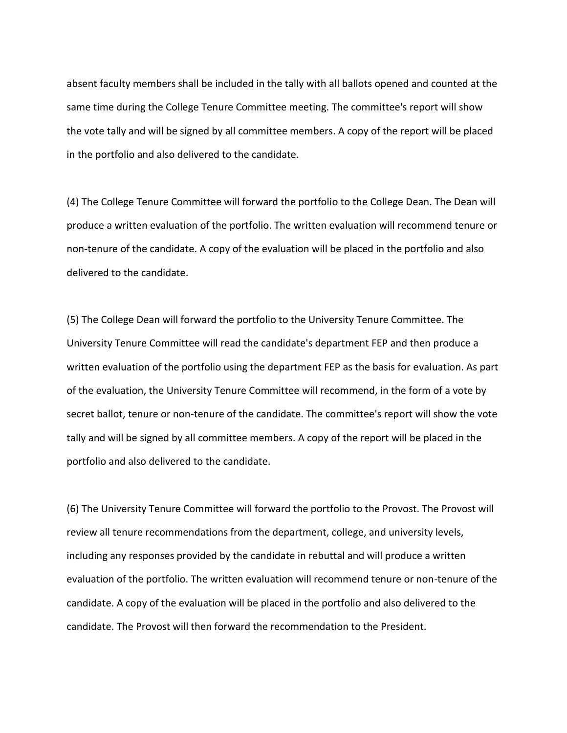absent faculty members shall be included in the tally with all ballots opened and counted at the same time during the College Tenure Committee meeting. The committee's report will show the vote tally and will be signed by all committee members. A copy of the report will be placed in the portfolio and also delivered to the candidate.

(4) The College Tenure Committee will forward the portfolio to the College Dean. The Dean will produce a written evaluation of the portfolio. The written evaluation will recommend tenure or non-tenure of the candidate. A copy of the evaluation will be placed in the portfolio and also delivered to the candidate.

(5) The College Dean will forward the portfolio to the University Tenure Committee. The University Tenure Committee will read the candidate's department FEP and then produce a written evaluation of the portfolio using the department FEP as the basis for evaluation. As part of the evaluation, the University Tenure Committee will recommend, in the form of a vote by secret ballot, tenure or non-tenure of the candidate. The committee's report will show the vote tally and will be signed by all committee members. A copy of the report will be placed in the portfolio and also delivered to the candidate.

(6) The University Tenure Committee will forward the portfolio to the Provost. The Provost will review all tenure recommendations from the department, college, and university levels, including any responses provided by the candidate in rebuttal and will produce a written evaluation of the portfolio. The written evaluation will recommend tenure or non-tenure of the candidate. A copy of the evaluation will be placed in the portfolio and also delivered to the candidate. The Provost will then forward the recommendation to the President.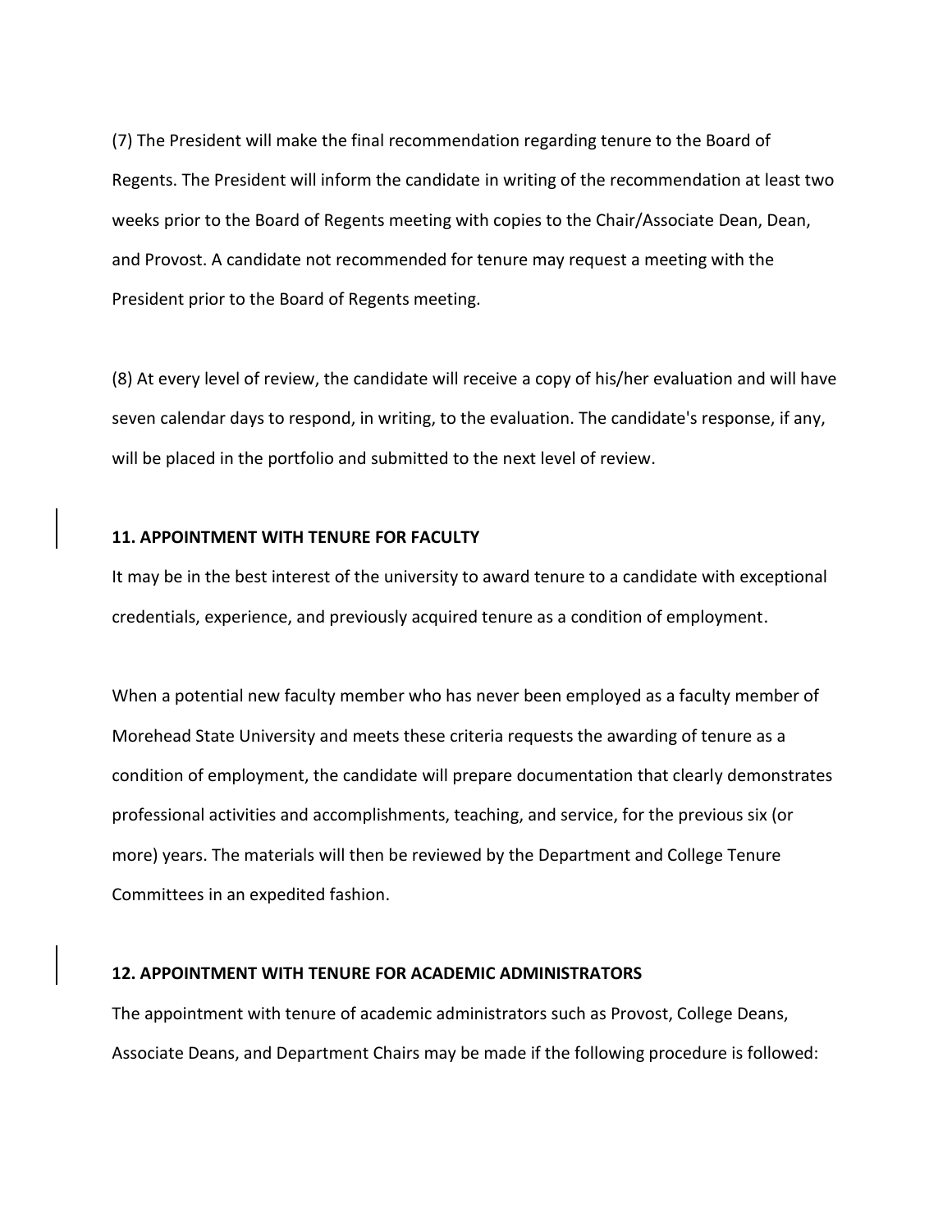(7) The President will make the final recommendation regarding tenure to the Board of Regents. The President will inform the candidate in writing of the recommendation at least two weeks prior to the Board of Regents meeting with copies to the Chair/Associate Dean, Dean, and Provost. A candidate not recommended for tenure may request a meeting with the President prior to the Board of Regents meeting.

(8) At every level of review, the candidate will receive a copy of his/her evaluation and will have seven calendar days to respond, in writing, to the evaluation. The candidate's response, if any, will be placed in the portfolio and submitted to the next level of review.

**11. APPOINTMENT WITH TENURE FOR FACULTY**

It may be in the best interest of the university to award tenure to a candidate with exceptional credentials, experience, and previously acquired tenure as a condition of employment.

When a potential new faculty member who has never been employed as a faculty member of Morehead State University and meets these criteria requests the awarding of tenure as a condition of employment, the candidate will prepare documentation that clearly demonstrates professional activities and accomplishments, teaching, and service, for the previous six (or more) years. The materials will then be reviewed by the Department and College Tenure Committees in an expedited fashion.

**12. APPOINTMENT WITH TENURE FOR ACADEMIC ADMINISTRATORS**

The appointment with tenure of academic administrators such as Provost, College Deans, Associate Deans, and Department Chairs may be made if the following procedure is followed: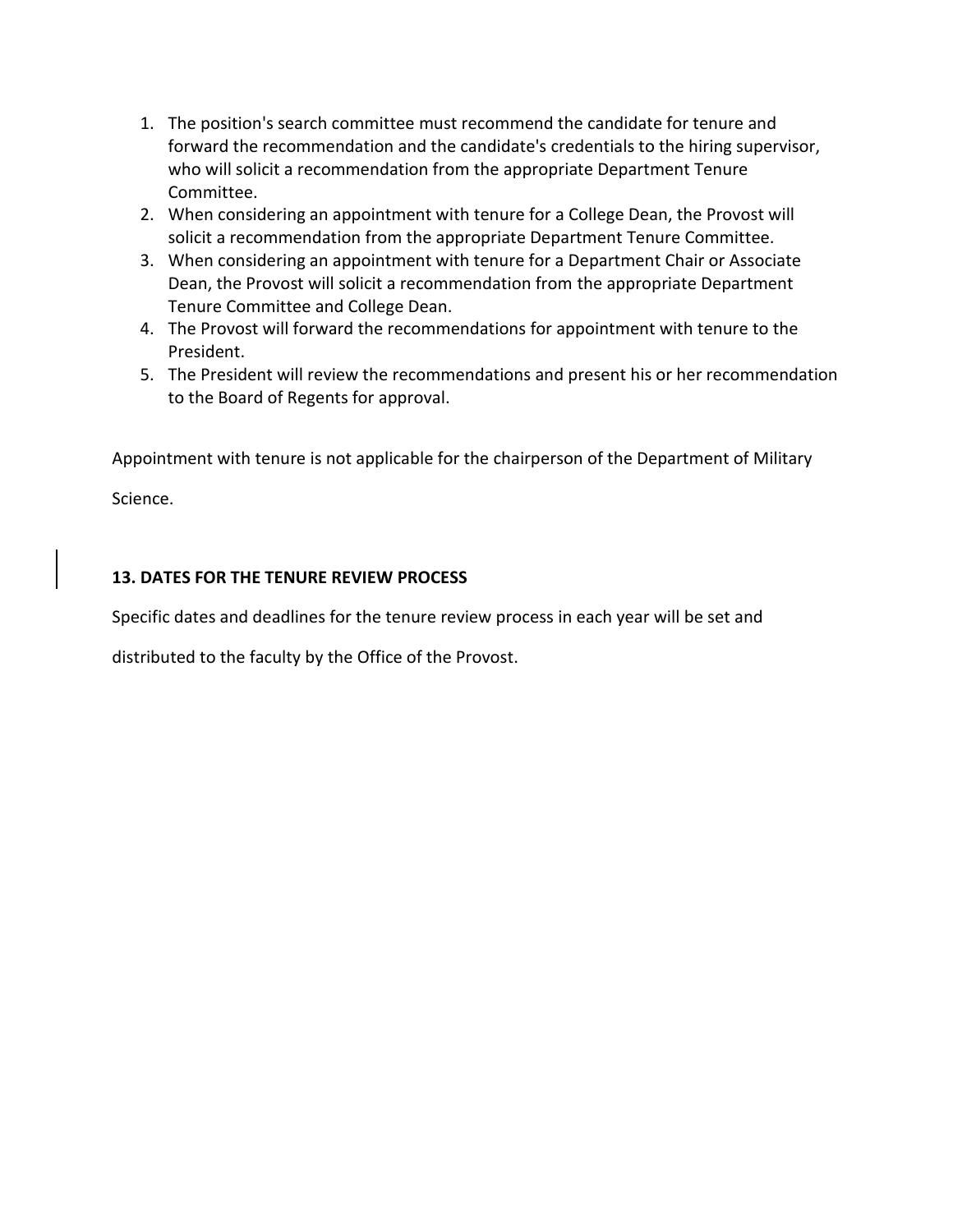1. The position's search committee must recommend the candidate for tenure and forward the recommendation and the candidate's credentials to the hiring supervisor, who will solicit a recommendation from the appropriate Department Tenure Committee.
2. When considering an appointment with tenure for a College Dean, the Provost will solicit a recommendation from the appropriate Department Tenure Committee.
3. When considering an appointment with tenure for a Department Chair or Associate Dean, the Provost will solicit a recommendation from the appropriate Department Tenure Committee and College Dean.
4. The Provost will forward the recommendations for appointment with tenure to the President.
5. The President will review the recommendations and present his or her recommendation to the Board of Regents for approval.

Appointment with tenure is not applicable for the chairperson of the Department of Military Science.

**13. DATES FOR THE TENURE REVIEW PROCESS**

Specific dates and deadlines for the tenure review process in each year will be set and distributed to the faculty by the Office of the Provost.